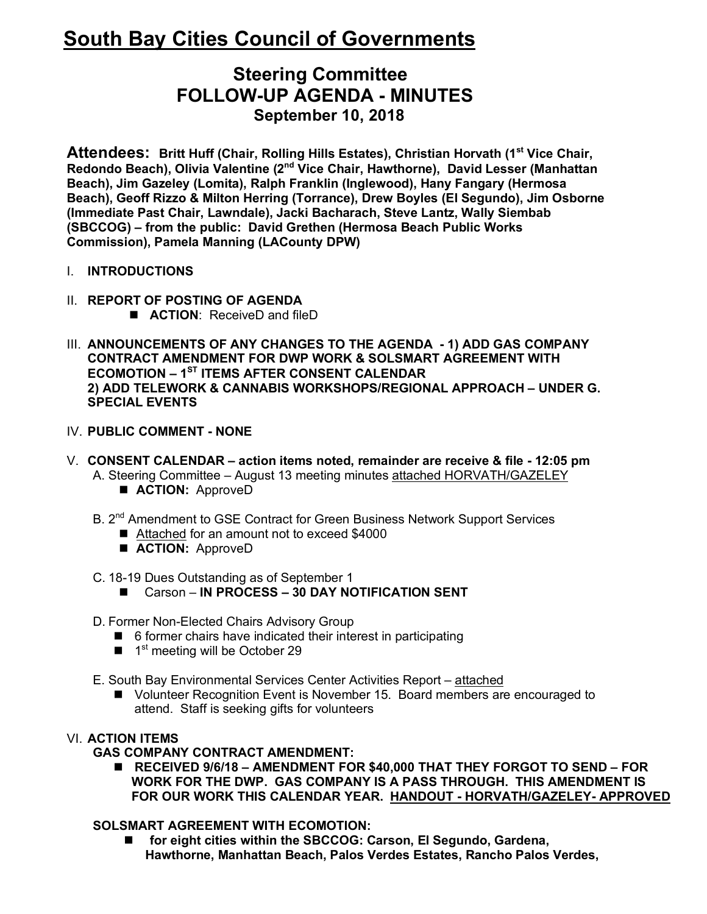# South Bay Cities Council of Governments

## Steering Committee
## FOLLOW-UP AGENDA - MINUTES
## September 10, 2018

**Attendees: Britt Huff (Chair, Rolling Hills Estates), Christian Horvath (1st Vice Chair, Redondo Beach), Olivia Valentine (2nd Vice Chair, Hawthorne), David Lesser (Manhattan Beach), Jim Gazeley (Lomita), Ralph Franklin (Inglewood), Hany Fangary (Hermosa Beach), Geoff Rizzo & Milton Herring (Torrance), Drew Boyles (El Segundo), Jim Osborne (Immediate Past Chair, Lawndale), Jacki Bacharach, Steve Lantz, Wally Siembab (SBCCOG) – from the public: David Grethen (Hermosa Beach Public Works Commission), Pamela Manning (LACounty DPW)**

I. **INTRODUCTIONS**

II. **REPORT OF POSTING OF AGENDA**
   - **ACTION**: ReceiveD and fileD

III. **ANNOUNCEMENTS OF ANY CHANGES TO THE AGENDA - 1) ADD GAS COMPANY CONTRACT AMENDMENT FOR DWP WORK & SOLSMART AGREEMENT WITH ECOMOTION – 1ST ITEMS AFTER CONSENT CALENDAR 2) ADD TELEWORK & CANNABIS WORKSHOPS/REGIONAL APPROACH – UNDER G. SPECIAL EVENTS**

IV. **PUBLIC COMMENT - NONE**

V. **CONSENT CALENDAR – action items noted, remainder are receive & file - 12:05 pm**

   A. Steering Committee – August 13 meeting minutes attached HORVATH/GAZELEY
   - **ACTION:** ApproveD

   B. 2nd Amendment to GSE Contract for Green Business Network Support Services
   - Attached for an amount not to exceed $4000
   - **ACTION:** ApproveD

   C. 18-19 Dues Outstanding as of September 1
   - Carson – **IN PROCESS – 30 DAY NOTIFICATION SENT**

   D. Former Non-Elected Chairs Advisory Group
   - 6 former chairs have indicated their interest in participating
   - 1st meeting will be October 29

   E. South Bay Environmental Services Center Activities Report – attached
   - Volunteer Recognition Event is November 15. Board members are encouraged to attend. Staff is seeking gifts for volunteers

VI. **ACTION ITEMS**

   **GAS COMPANY CONTRACT AMENDMENT:**
   - **RECEIVED 9/6/18 – AMENDMENT FOR $40,000 THAT THEY FORGOT TO SEND – FOR WORK FOR THE DWP. GAS COMPANY IS A PASS THROUGH. THIS AMENDMENT IS FOR OUR WORK THIS CALENDAR YEAR. HANDOUT - HORVATH/GAZELEY- APPROVED**

   **SOLSMART AGREEMENT WITH ECOMOTION:**
   - **for eight cities within the SBCCOG: Carson, El Segundo, Gardena, Hawthorne, Manhattan Beach, Palos Verdes Estates, Rancho Palos Verdes,**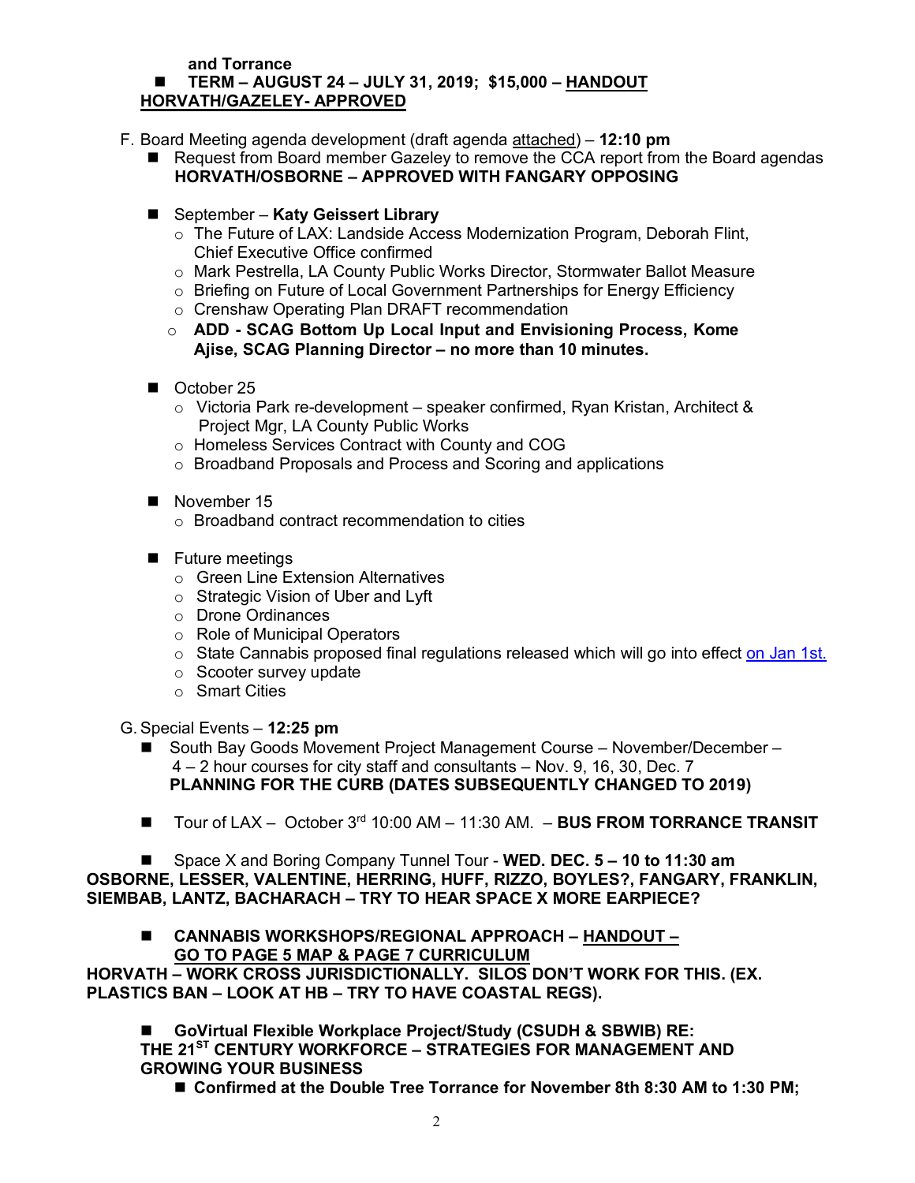**and Torrance**

- **TERM – AUGUST 24 – JULY 31, 2019; $15,000 – <u>HANDOUT</u>**

**<u>HORVATH/GAZELEY- APPROVED</u>**

F. Board Meeting agenda development (draft agenda <u>attached</u>) – **12:10 pm**

- Request from Board member Gazeley to remove the CCA report from the Board agendas **HORVATH/OSBORNE – APPROVED WITH FANGARY OPPOSING**

- September – **Katy Geissert Library**
  - The Future of LAX: Landside Access Modernization Program, Deborah Flint, Chief Executive Office confirmed
  - Mark Pestrella, LA County Public Works Director, Stormwater Ballot Measure
  - Briefing on Future of Local Government Partnerships for Energy Efficiency
  - Crenshaw Operating Plan DRAFT recommendation
  - **ADD - SCAG Bottom Up Local Input and Envisioning Process, Kome Ajise, SCAG Planning Director – no more than 10 minutes.**

- October 25
  - Victoria Park re-development – speaker confirmed, Ryan Kristan, Architect & Project Mgr, LA County Public Works
  - Homeless Services Contract with County and COG
  - Broadband Proposals and Process and Scoring and applications

- November 15
  - Broadband contract recommendation to cities

- Future meetings
  - Green Line Extension Alternatives
  - Strategic Vision of Uber and Lyft
  - Drone Ordinances
  - Role of Municipal Operators
  - State Cannabis proposed final regulations released which will go into effect on Jan 1st.
  - Scooter survey update
  - Smart Cities

G. Special Events – **12:25 pm**

- South Bay Goods Movement Project Management Course – November/December – 4 – 2 hour courses for city staff and consultants – Nov. 9, 16, 30, Dec. 7 **PLANNING FOR THE CURB (DATES SUBSEQUENTLY CHANGED TO 2019)**

- Tour of LAX – October 3rd 10:00 AM – 11:30 AM. – **BUS FROM TORRANCE TRANSIT**

- Space X and Boring Company Tunnel Tour - **WED. DEC. 5 – 10 to 11:30 am**

**OSBORNE, LESSER, VALENTINE, HERRING, HUFF, RIZZO, BOYLES?, FANGARY, FRANKLIN, SIEMBAB, LANTZ, BACHARACH – TRY TO HEAR SPACE X MORE EARPIECE?**

- **CANNABIS WORKSHOPS/REGIONAL APPROACH – <u>HANDOUT – GO TO PAGE 5 MAP & PAGE 7 CURRICULUM</u>**

**HORVATH – WORK CROSS JURISDICTIONALLY. SILOS DON'T WORK FOR THIS. (EX. PLASTICS BAN – LOOK AT HB – TRY TO HAVE COASTAL REGS).**

- **GoVirtual Flexible Workplace Project/Study (CSUDH & SBWIB) RE: THE 21ST CENTURY WORKFORCE – STRATEGIES FOR MANAGEMENT AND GROWING YOUR BUSINESS**
  - **Confirmed at the Double Tree Torrance for November 8th 8:30 AM to 1:30 PM;**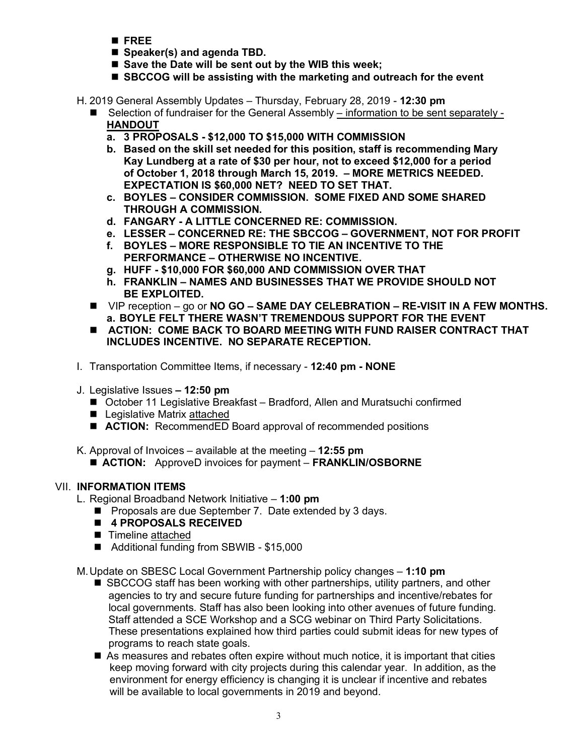- **FREE**
- **Speaker(s) and agenda TBD.**
- **Save the Date will be sent out by the WIB this week;**
- **SBCCOG will be assisting with the marketing and outreach for the event**

H. 2019 General Assembly Updates – Thursday, February 28, 2019 - **12:30 pm**

- Selection of fundraiser for the General Assembly – information to be sent separately - **HANDOUT**
  - **a. 3 PROPOSALS - $12,000 TO $15,000 WITH COMMISSION**
  - **b. Based on the skill set needed for this position, staff is recommending Mary Kay Lundberg at a rate of $30 per hour, not to exceed $12,000 for a period of October 1, 2018 through March 15, 2019. – MORE METRICS NEEDED. EXPECTATION IS $60,000 NET? NEED TO SET THAT.**
  - **c. BOYLES – CONSIDER COMMISSION. SOME FIXED AND SOME SHARED THROUGH A COMMISSION.**
  - **d. FANGARY - A LITTLE CONCERNED RE: COMMISSION.**
  - **e. LESSER – CONCERNED RE: THE SBCCOG – GOVERNMENT, NOT FOR PROFIT**
  - **f. BOYLES – MORE RESPONSIBLE TO TIE AN INCENTIVE TO THE PERFORMANCE – OTHERWISE NO INCENTIVE.**
  - **g. HUFF - $10,000 FOR $60,000 AND COMMISSION OVER THAT**
  - **h. FRANKLIN – NAMES AND BUSINESSES THAT WE PROVIDE SHOULD NOT BE EXPLOITED.**
- VIP reception – go or **NO GO – SAME DAY CELEBRATION – RE-VISIT IN A FEW MONTHS.**
  - **a. BOYLE FELT THERE WASN'T TREMENDOUS SUPPORT FOR THE EVENT**
- **ACTION: COME BACK TO BOARD MEETING WITH FUND RAISER CONTRACT THAT INCLUDES INCENTIVE. NO SEPARATE RECEPTION.**

I. Transportation Committee Items, if necessary - **12:40 pm - NONE**

J. Legislative Issues **– 12:50 pm**

- October 11 Legislative Breakfast – Bradford, Allen and Muratsuchi confirmed
- Legislative Matrix attached
- **ACTION:** RecommendED Board approval of recommended positions

K. Approval of Invoices – available at the meeting – **12:55 pm**

- **ACTION:** ApproveD invoices for payment – **FRANKLIN/OSBORNE**

## VII. INFORMATION ITEMS

L. Regional Broadband Network Initiative – **1:00 pm**

- Proposals are due September 7. Date extended by 3 days.
- **4 PROPOSALS RECEIVED**
- Timeline attached
- Additional funding from SBWIB - $15,000

M. Update on SBESC Local Government Partnership policy changes – **1:10 pm**

- SBCCOG staff has been working with other partnerships, utility partners, and other agencies to try and secure future funding for partnerships and incentive/rebates for local governments. Staff has also been looking into other avenues of future funding. Staff attended a SCE Workshop and a SCG webinar on Third Party Solicitations. These presentations explained how third parties could submit ideas for new types of programs to reach state goals.
- As measures and rebates often expire without much notice, it is important that cities keep moving forward with city projects during this calendar year. In addition, as the environment for energy efficiency is changing it is unclear if incentive and rebates will be available to local governments in 2019 and beyond.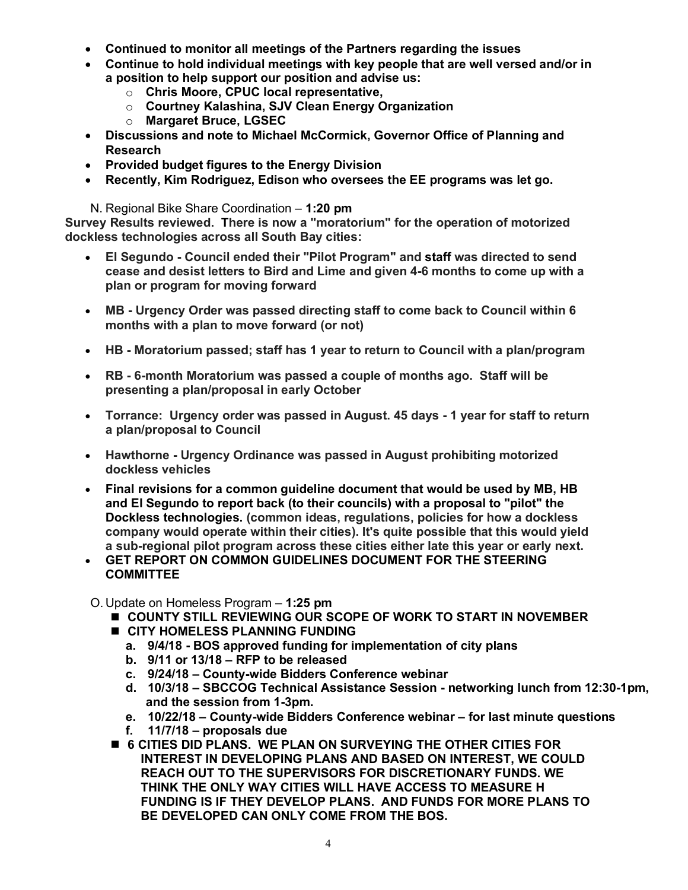- **Continued to monitor all meetings of the Partners regarding the issues**
- **Continue to hold individual meetings with key people that are well versed and/or in a position to help support our position and advise us:**
  - **Chris Moore, CPUC local representative,**
  - **Courtney Kalashina, SJV Clean Energy Organization**
  - **Margaret Bruce, LGSEC**
- **Discussions and note to Michael McCormick, Governor Office of Planning and Research**
- **Provided budget figures to the Energy Division**
- **Recently, Kim Rodriguez, Edison who oversees the EE programs was let go.**

N. Regional Bike Share Coordination – **1:20 pm**

**Survey Results reviewed. There is now a "moratorium" for the operation of motorized dockless technologies across all South Bay cities:**

- **El Segundo - Council ended their "Pilot Program" and staff was directed to send cease and desist letters to Bird and Lime and given 4-6 months to come up with a plan or program for moving forward**
- **MB - Urgency Order was passed directing staff to come back to Council within 6 months with a plan to move forward (or not)**
- **HB - Moratorium passed; staff has 1 year to return to Council with a plan/program**
- **RB - 6-month Moratorium was passed a couple of months ago. Staff will be presenting a plan/proposal in early October**
- **Torrance: Urgency order was passed in August. 45 days - 1 year for staff to return a plan/proposal to Council**
- **Hawthorne - Urgency Ordinance was passed in August prohibiting motorized dockless vehicles**
- **Final revisions for a common guideline document that would be used by MB, HB and El Segundo to report back (to their councils) with a proposal to "pilot" the Dockless technologies. (common ideas, regulations, policies for how a dockless company would operate within their cities). It's quite possible that this would yield a sub-regional pilot program across these cities either late this year or early next.**
- **GET REPORT ON COMMON GUIDELINES DOCUMENT FOR THE STEERING COMMITTEE**

O. Update on Homeless Program – **1:25 pm**

- **COUNTY STILL REVIEWING OUR SCOPE OF WORK TO START IN NOVEMBER**
- **CITY HOMELESS PLANNING FUNDING**
  - **a. 9/4/18 - BOS approved funding for implementation of city plans**
  - **b. 9/11 or 13/18 – RFP to be released**
  - **c. 9/24/18 – County-wide Bidders Conference webinar**
  - **d. 10/3/18 – SBCCOG Technical Assistance Session - networking lunch from 12:30-1pm, and the session from 1-3pm.**
  - **e. 10/22/18 – County-wide Bidders Conference webinar – for last minute questions**
  - **f. 11/7/18 – proposals due**
- **6 CITIES DID PLANS. WE PLAN ON SURVEYING THE OTHER CITIES FOR INTEREST IN DEVELOPING PLANS AND BASED ON INTEREST, WE COULD REACH OUT TO THE SUPERVISORS FOR DISCRETIONARY FUNDS. WE THINK THE ONLY WAY CITIES WILL HAVE ACCESS TO MEASURE H FUNDING IS IF THEY DEVELOP PLANS. AND FUNDS FOR MORE PLANS TO BE DEVELOPED CAN ONLY COME FROM THE BOS.**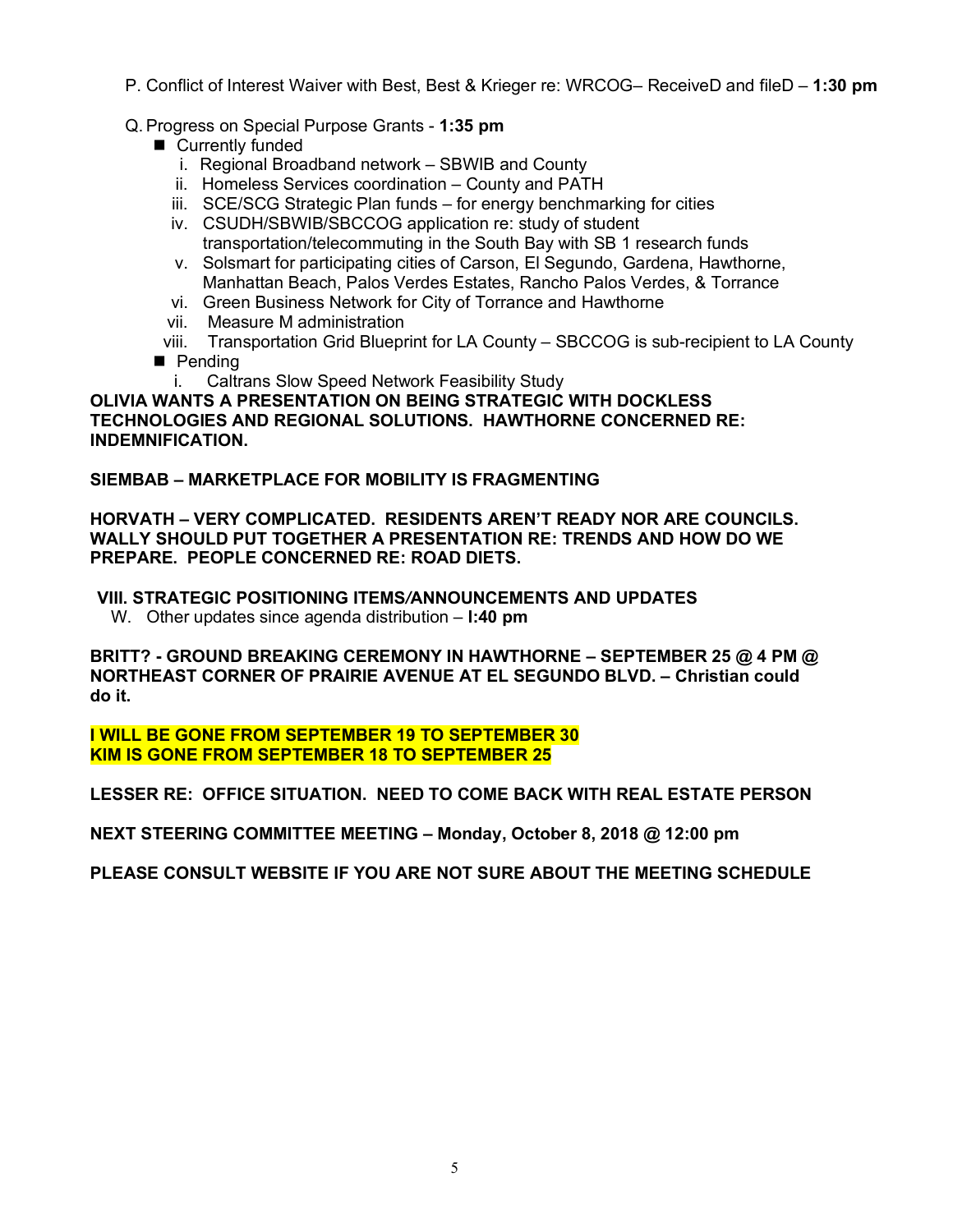P. Conflict of Interest Waiver with Best, Best & Krieger re: WRCOG– ReceiveD and fileD – **1:30 pm**

Q. Progress on Special Purpose Grants - **1:35 pm**

- Currently funded
  - i. Regional Broadband network – SBWIB and County
  - ii. Homeless Services coordination – County and PATH
  - iii. SCE/SCG Strategic Plan funds – for energy benchmarking for cities
  - iv. CSUDH/SBWIB/SBCCOG application re: study of student transportation/telecommuting in the South Bay with SB 1 research funds
  - v. Solsmart for participating cities of Carson, El Segundo, Gardena, Hawthorne, Manhattan Beach, Palos Verdes Estates, Rancho Palos Verdes, & Torrance
  - vi. Green Business Network for City of Torrance and Hawthorne
  - vii. Measure M administration
  - viii. Transportation Grid Blueprint for LA County – SBCCOG is sub-recipient to LA County
- Pending
  - i. Caltrans Slow Speed Network Feasibility Study

**OLIVIA WANTS A PRESENTATION ON BEING STRATEGIC WITH DOCKLESS TECHNOLOGIES AND REGIONAL SOLUTIONS. HAWTHORNE CONCERNED RE: INDEMNIFICATION.**

**SIEMBAB – MARKETPLACE FOR MOBILITY IS FRAGMENTING**

**HORVATH – VERY COMPLICATED. RESIDENTS AREN'T READY NOR ARE COUNCILS. WALLY SHOULD PUT TOGETHER A PRESENTATION RE: TRENDS AND HOW DO WE PREPARE. PEOPLE CONCERNED RE: ROAD DIETS.**

## VIII. STRATEGIC POSITIONING ITEMS/ANNOUNCEMENTS AND UPDATES

W. Other updates since agenda distribution – **l:40 pm**

**BRITT? - GROUND BREAKING CEREMONY IN HAWTHORNE – SEPTEMBER 25 @ 4 PM @ NORTHEAST CORNER OF PRAIRIE AVENUE AT EL SEGUNDO BLVD. – Christian could do it.**

**I WILL BE GONE FROM SEPTEMBER 19 TO SEPTEMBER 30**
**KIM IS GONE FROM SEPTEMBER 18 TO SEPTEMBER 25**

**LESSER RE: OFFICE SITUATION. NEED TO COME BACK WITH REAL ESTATE PERSON**

**NEXT STEERING COMMITTEE MEETING – Monday, October 8, 2018 @ 12:00 pm**

**PLEASE CONSULT WEBSITE IF YOU ARE NOT SURE ABOUT THE MEETING SCHEDULE**